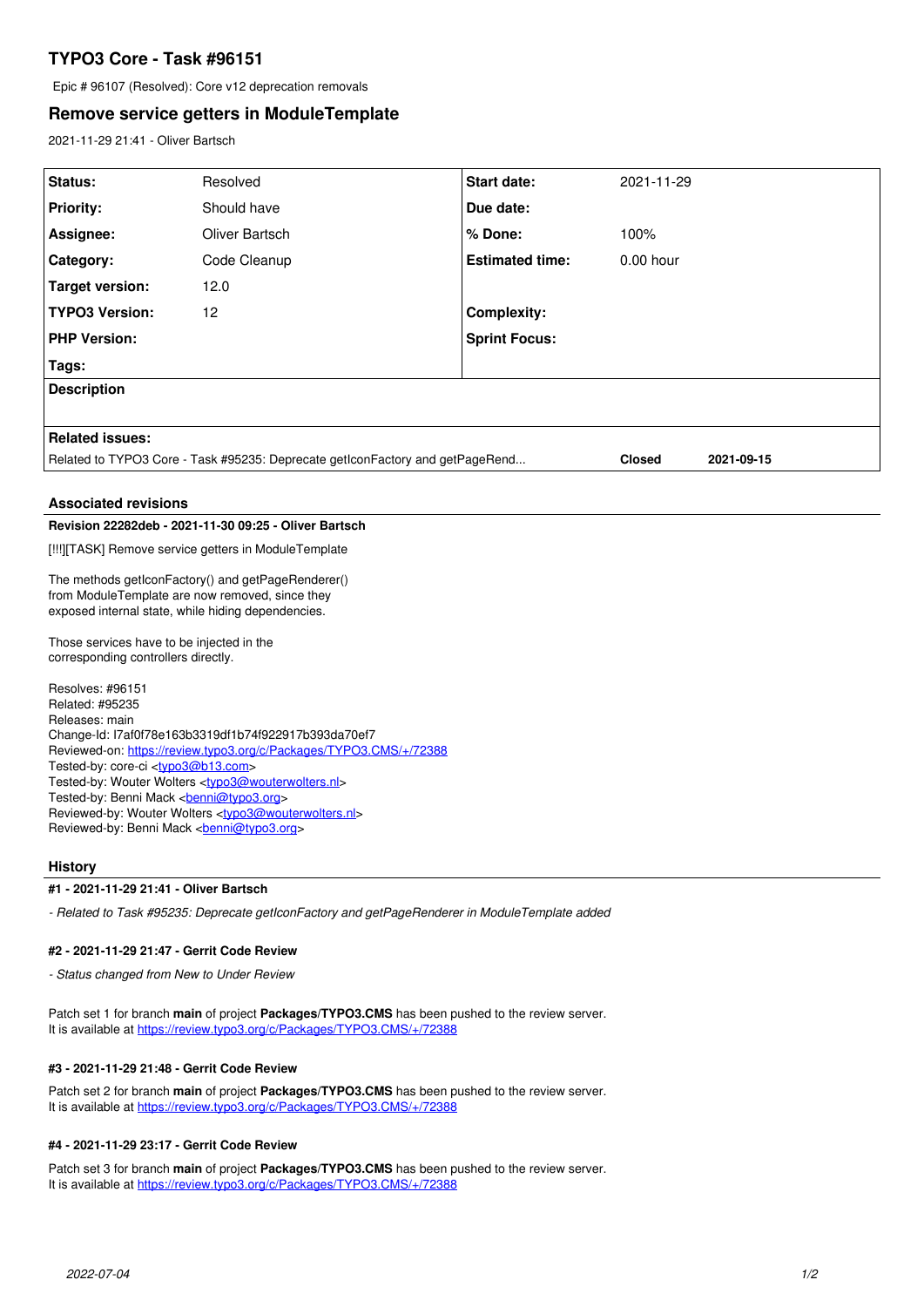# TYPO3 Core - Task #96151

Epic # 96107 (Resolved): Core v12 deprecation removals

## Remove service getters in ModuleTemplate

2021-11-29 21:41 - Oliver Bartsch

| Status: | Resolved | Start date: | 2021-11-29 |
|---|---|---|---|
| Priority: | Should have | Due date: | |
| Assignee: | Oliver Bartsch | % Done: | 100% |
| Category: | Code Cleanup | Estimated time: | 0.00 hour |
| Target version: | 12.0 | | |
| TYPO3 Version: | 12 | Complexity: | |
| PHP Version: | | Sprint Focus: | |
| Tags: | | | |

**Description**

**Related issues:**

| | | |
|---|---|---|
| Related to TYPO3 Core - Task #95235: Deprecate getIconFactory and getPageRend... | Closed | 2021-09-15 |

### Associated revisions

**Revision 22282deb - 2021-11-30 09:25 - Oliver Bartsch**

[!!!][TASK] Remove service getters in ModuleTemplate

The methods getIconFactory() and getPageRenderer()
from ModuleTemplate are now removed, since they
exposed internal state, while hiding dependencies.

Those services have to be injected in the
corresponding controllers directly.

Resolves: #96151
Related: #95235
Releases: main
Change-Id: I7af0f78e163b3319df1b74f922917b393da70ef7
Reviewed-on: https://review.typo3.org/c/Packages/TYPO3.CMS/+/72388
Tested-by: core-ci <typo3@b13.com>
Tested-by: Wouter Wolters <typo3@wouterwolters.nl>
Tested-by: Benni Mack <benni@typo3.org>
Reviewed-by: Wouter Wolters <typo3@wouterwolters.nl>
Reviewed-by: Benni Mack <benni@typo3.org>

### History

**#1 - 2021-11-29 21:41 - Oliver Bartsch**

*- Related to Task #95235: Deprecate getIconFactory and getPageRenderer in ModuleTemplate added*

**#2 - 2021-11-29 21:47 - Gerrit Code Review**

*- Status changed from New to Under Review*

Patch set 1 for branch **main** of project **Packages/TYPO3.CMS** has been pushed to the review server.
It is available at https://review.typo3.org/c/Packages/TYPO3.CMS/+/72388

**#3 - 2021-11-29 21:48 - Gerrit Code Review**

Patch set 2 for branch **main** of project **Packages/TYPO3.CMS** has been pushed to the review server.
It is available at https://review.typo3.org/c/Packages/TYPO3.CMS/+/72388

**#4 - 2021-11-29 23:17 - Gerrit Code Review**

Patch set 3 for branch **main** of project **Packages/TYPO3.CMS** has been pushed to the review server.
It is available at https://review.typo3.org/c/Packages/TYPO3.CMS/+/72388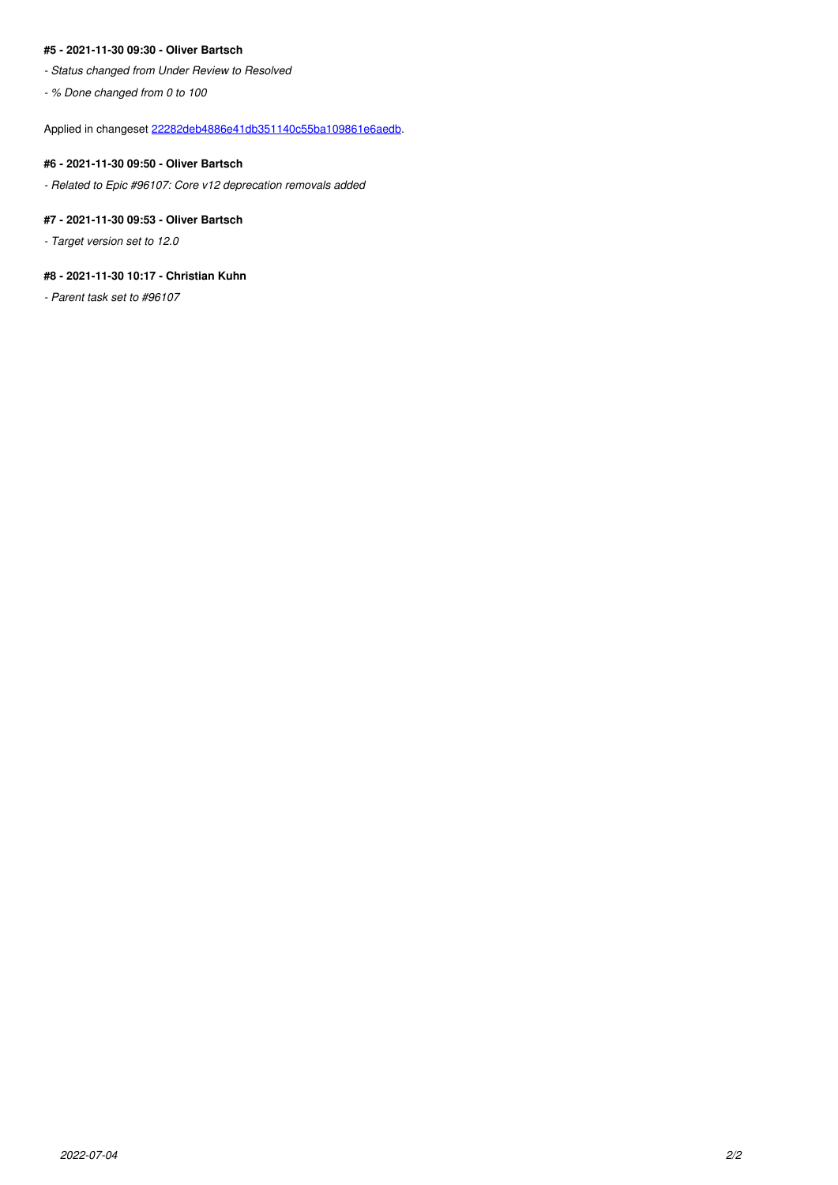#### #5 - 2021-11-30 09:30 - Oliver Bartsch

- *Status changed from Under Review to Resolved*
- *% Done changed from 0 to 100*

Applied in changeset 22282deb4886e41db351140c55ba109861e6aedb.

#### #6 - 2021-11-30 09:50 - Oliver Bartsch

- *Related to Epic #96107: Core v12 deprecation removals added*

#### #7 - 2021-11-30 09:53 - Oliver Bartsch

- *Target version set to 12.0*

#### #8 - 2021-11-30 10:17 - Christian Kuhn

- *Parent task set to #96107*